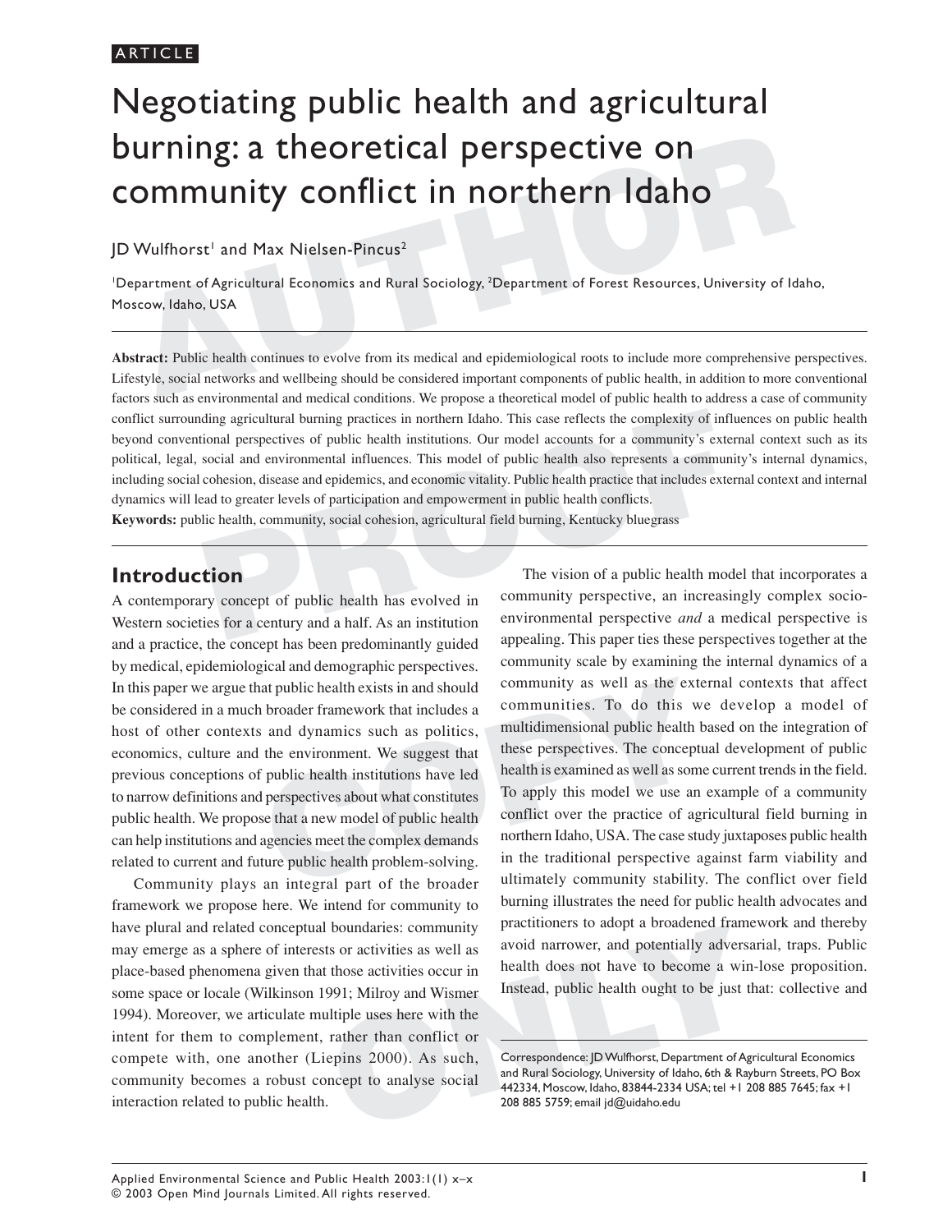ARTICLE

# Negotiating public health and agricultural burning: a theoretical perspective on community conflict in northern Idaho

JD Wulfhorst[1] and Max Nielsen-Pincus[2]

[1]Department of Agricultural Economics and Rural Sociology, [2]Department of Forest Resources, University of Idaho, Moscow, Idaho, USA

**Abstract:** Public health continues to evolve from its medical and epidemiological roots to include more comprehensive perspectives. Lifestyle, social networks and wellbeing should be considered important components of public health, in addition to more conventional factors such as environmental and medical conditions. We propose a theoretical model of public health to address a case of community conflict surrounding agricultural burning practices in northern Idaho. This case reflects the complexity of influences on public health beyond conventional perspectives of public health institutions. Our model accounts for a community's external context such as its political, legal, social and environmental influences. This model of public health also represents a community's internal dynamics, including social cohesion, disease and epidemics, and economic vitality. Public health practice that includes external context and internal dynamics will lead to greater levels of participation and empowerment in public health conflicts.

**Keywords:** public health, community, social cohesion, agricultural field burning, Kentucky bluegrass

## Introduction

A contemporary concept of public health has evolved in Western societies for a century and a half. As an institution and a practice, the concept has been predominantly guided by medical, epidemiological and demographic perspectives. In this paper we argue that public health exists in and should be considered in a much broader framework that includes a host of other contexts and dynamics such as politics, economics, culture and the environment. We suggest that previous conceptions of public health institutions have led to narrow definitions and perspectives about what constitutes public health. We propose that a new model of public health can help institutions and agencies meet the complex demands related to current and future public health problem-solving.

Community plays an integral part of the broader framework we propose here. We intend for community to have plural and related conceptual boundaries: community may emerge as a sphere of interests or activities as well as place-based phenomena given that those activities occur in some space or locale (Wilkinson 1991; Milroy and Wismer 1994). Moreover, we articulate multiple uses here with the intent for them to complement, rather than conflict or compete with, one another (Liepins 2000). As such, community becomes a robust concept to analyse social interaction related to public health.

The vision of a public health model that incorporates a community perspective, an increasingly complex socio-environmental perspective *and* a medical perspective is appealing. This paper ties these perspectives together at the community scale by examining the internal dynamics of a community as well as the external contexts that affect communities. To do this we develop a model of multidimensional public health based on the integration of these perspectives. The conceptual development of public health is examined as well as some current trends in the field. To apply this model we use an example of a community conflict over the practice of agricultural field burning in northern Idaho, USA. The case study juxtaposes public health in the traditional perspective against farm viability and ultimately community stability. The conflict over field burning illustrates the need for public health advocates and practitioners to adopt a broadened framework and thereby avoid narrower, and potentially adversarial, traps. Public health does not have to become a win-lose proposition. Instead, public health ought to be just that: collective and

Correspondence: JD Wulfhorst, Department of Agricultural Economics and Rural Sociology, University of Idaho, 6th & Rayburn Streets, PO Box 442334, Moscow, Idaho, 83844-2334 USA; tel +1 208 885 7645; fax +1 208 885 5759; email jd@uidaho.edu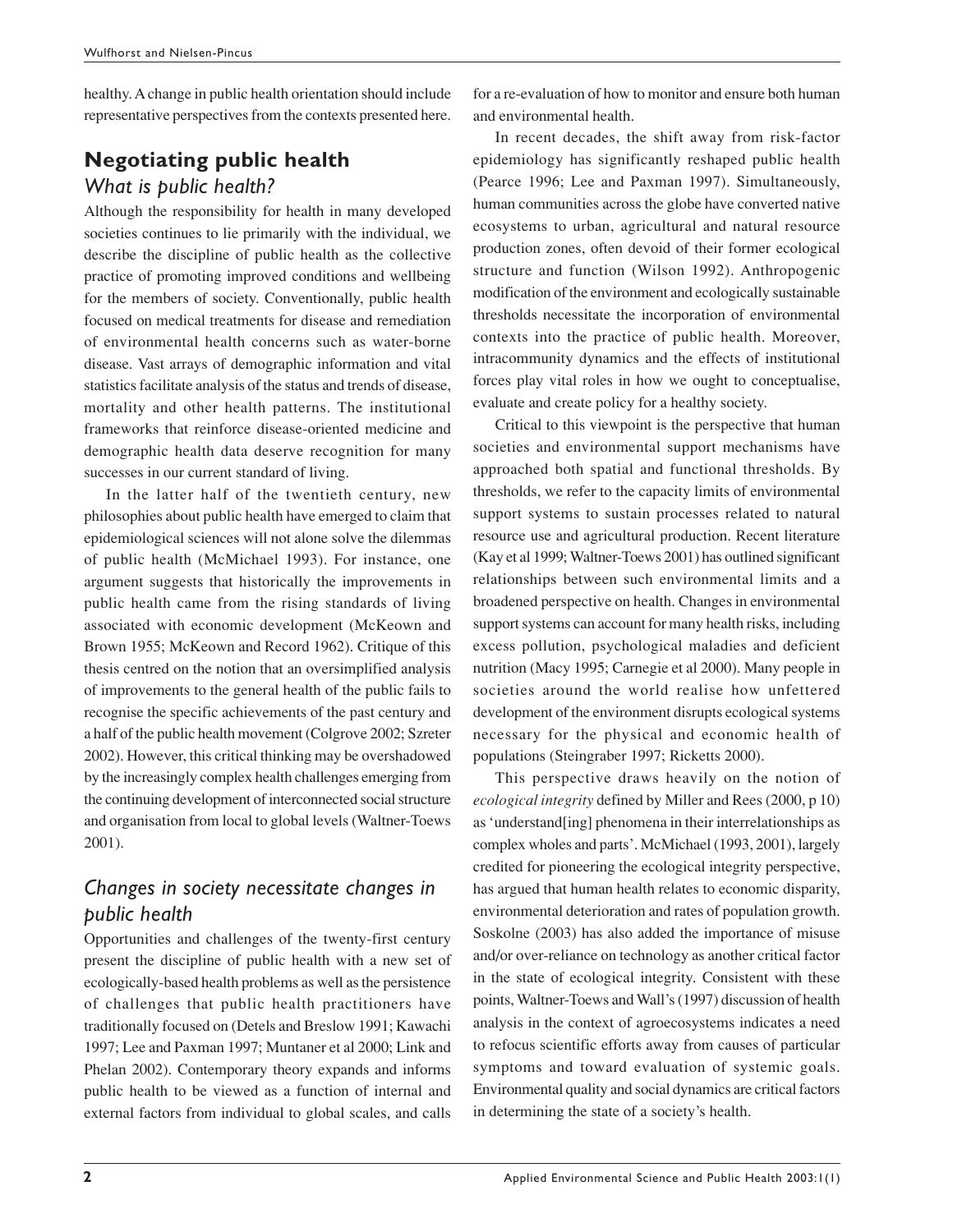healthy. A change in public health orientation should include representative perspectives from the contexts presented here.

## Negotiating public health

### *What is public health?*

Although the responsibility for health in many developed societies continues to lie primarily with the individual, we describe the discipline of public health as the collective practice of promoting improved conditions and wellbeing for the members of society. Conventionally, public health focused on medical treatments for disease and remediation of environmental health concerns such as water-borne disease. Vast arrays of demographic information and vital statistics facilitate analysis of the status and trends of disease, mortality and other health patterns. The institutional frameworks that reinforce disease-oriented medicine and demographic health data deserve recognition for many successes in our current standard of living.

In the latter half of the twentieth century, new philosophies about public health have emerged to claim that epidemiological sciences will not alone solve the dilemmas of public health (McMichael 1993). For instance, one argument suggests that historically the improvements in public health came from the rising standards of living associated with economic development (McKeown and Brown 1955; McKeown and Record 1962). Critique of this thesis centred on the notion that an oversimplified analysis of improvements to the general health of the public fails to recognise the specific achievements of the past century and a half of the public health movement (Colgrove 2002; Szreter 2002). However, this critical thinking may be overshadowed by the increasingly complex health challenges emerging from the continuing development of interconnected social structure and organisation from local to global levels (Waltner-Toews 2001).

### *Changes in society necessitate changes in public health*

Opportunities and challenges of the twenty-first century present the discipline of public health with a new set of ecologically-based health problems as well as the persistence of challenges that public health practitioners have traditionally focused on (Detels and Breslow 1991; Kawachi 1997; Lee and Paxman 1997; Muntaner et al 2000; Link and Phelan 2002). Contemporary theory expands and informs public health to be viewed as a function of internal and external factors from individual to global scales, and calls for a re-evaluation of how to monitor and ensure both human and environmental health.

In recent decades, the shift away from risk-factor epidemiology has significantly reshaped public health (Pearce 1996; Lee and Paxman 1997). Simultaneously, human communities across the globe have converted native ecosystems to urban, agricultural and natural resource production zones, often devoid of their former ecological structure and function (Wilson 1992). Anthropogenic modification of the environment and ecologically sustainable thresholds necessitate the incorporation of environmental contexts into the practice of public health. Moreover, intracommunity dynamics and the effects of institutional forces play vital roles in how we ought to conceptualise, evaluate and create policy for a healthy society.

Critical to this viewpoint is the perspective that human societies and environmental support mechanisms have approached both spatial and functional thresholds. By thresholds, we refer to the capacity limits of environmental support systems to sustain processes related to natural resource use and agricultural production. Recent literature (Kay et al 1999; Waltner-Toews 2001) has outlined significant relationships between such environmental limits and a broadened perspective on health. Changes in environmental support systems can account for many health risks, including excess pollution, psychological maladies and deficient nutrition (Macy 1995; Carnegie et al 2000). Many people in societies around the world realise how unfettered development of the environment disrupts ecological systems necessary for the physical and economic health of populations (Steingraber 1997; Ricketts 2000).

This perspective draws heavily on the notion of *ecological integrity* defined by Miller and Rees (2000, p 10) as 'understand[ing] phenomena in their interrelationships as complex wholes and parts'. McMichael (1993, 2001), largely credited for pioneering the ecological integrity perspective, has argued that human health relates to economic disparity, environmental deterioration and rates of population growth. Soskolne (2003) has also added the importance of misuse and/or over-reliance on technology as another critical factor in the state of ecological integrity. Consistent with these points, Waltner-Toews and Wall's (1997) discussion of health analysis in the context of agroecosystems indicates a need to refocus scientific efforts away from causes of particular symptoms and toward evaluation of systemic goals. Environmental quality and social dynamics are critical factors in determining the state of a society's health.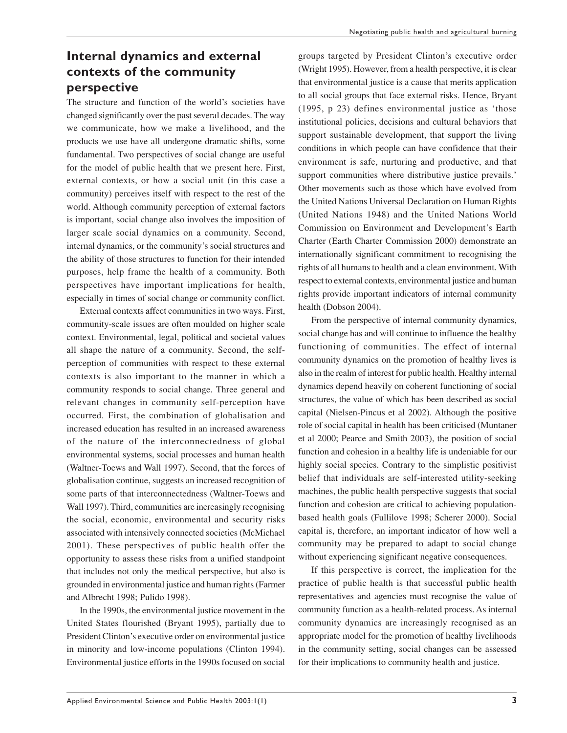## Internal dynamics and external contexts of the community perspective

The structure and function of the world's societies have changed significantly over the past several decades. The way we communicate, how we make a livelihood, and the products we use have all undergone dramatic shifts, some fundamental. Two perspectives of social change are useful for the model of public health that we present here. First, external contexts, or how a social unit (in this case a community) perceives itself with respect to the rest of the world. Although community perception of external factors is important, social change also involves the imposition of larger scale social dynamics on a community. Second, internal dynamics, or the community's social structures and the ability of those structures to function for their intended purposes, help frame the health of a community. Both perspectives have important implications for health, especially in times of social change or community conflict.

External contexts affect communities in two ways. First, community-scale issues are often moulded on higher scale context. Environmental, legal, political and societal values all shape the nature of a community. Second, the self-perception of communities with respect to these external contexts is also important to the manner in which a community responds to social change. Three general and relevant changes in community self-perception have occurred. First, the combination of globalisation and increased education has resulted in an increased awareness of the nature of the interconnectedness of global environmental systems, social processes and human health (Waltner-Toews and Wall 1997). Second, that the forces of globalisation continue, suggests an increased recognition of some parts of that interconnectedness (Waltner-Toews and Wall 1997). Third, communities are increasingly recognising the social, economic, environmental and security risks associated with intensively connected societies (McMichael 2001). These perspectives of public health offer the opportunity to assess these risks from a unified standpoint that includes not only the medical perspective, but also is grounded in environmental justice and human rights (Farmer and Albrecht 1998; Pulido 1998).

In the 1990s, the environmental justice movement in the United States flourished (Bryant 1995), partially due to President Clinton's executive order on environmental justice in minority and low-income populations (Clinton 1994). Environmental justice efforts in the 1990s focused on social groups targeted by President Clinton's executive order (Wright 1995). However, from a health perspective, it is clear that environmental justice is a cause that merits application to all social groups that face external risks. Hence, Bryant (1995, p 23) defines environmental justice as 'those institutional policies, decisions and cultural behaviors that support sustainable development, that support the living conditions in which people can have confidence that their environment is safe, nurturing and productive, and that support communities where distributive justice prevails.' Other movements such as those which have evolved from the United Nations Universal Declaration on Human Rights (United Nations 1948) and the United Nations World Commission on Environment and Development's Earth Charter (Earth Charter Commission 2000) demonstrate an internationally significant commitment to recognising the rights of all humans to health and a clean environment. With respect to external contexts, environmental justice and human rights provide important indicators of internal community health (Dobson 2004).

From the perspective of internal community dynamics, social change has and will continue to influence the healthy functioning of communities. The effect of internal community dynamics on the promotion of healthy lives is also in the realm of interest for public health. Healthy internal dynamics depend heavily on coherent functioning of social structures, the value of which has been described as social capital (Nielsen-Pincus et al 2002). Although the positive role of social capital in health has been criticised (Muntaner et al 2000; Pearce and Smith 2003), the position of social function and cohesion in a healthy life is undeniable for our highly social species. Contrary to the simplistic positivist belief that individuals are self-interested utility-seeking machines, the public health perspective suggests that social function and cohesion are critical to achieving population-based health goals (Fullilove 1998; Scherer 2000). Social capital is, therefore, an important indicator of how well a community may be prepared to adapt to social change without experiencing significant negative consequences.

If this perspective is correct, the implication for the practice of public health is that successful public health representatives and agencies must recognise the value of community function as a health-related process. As internal community dynamics are increasingly recognised as an appropriate model for the promotion of healthy livelihoods in the community setting, social changes can be assessed for their implications to community health and justice.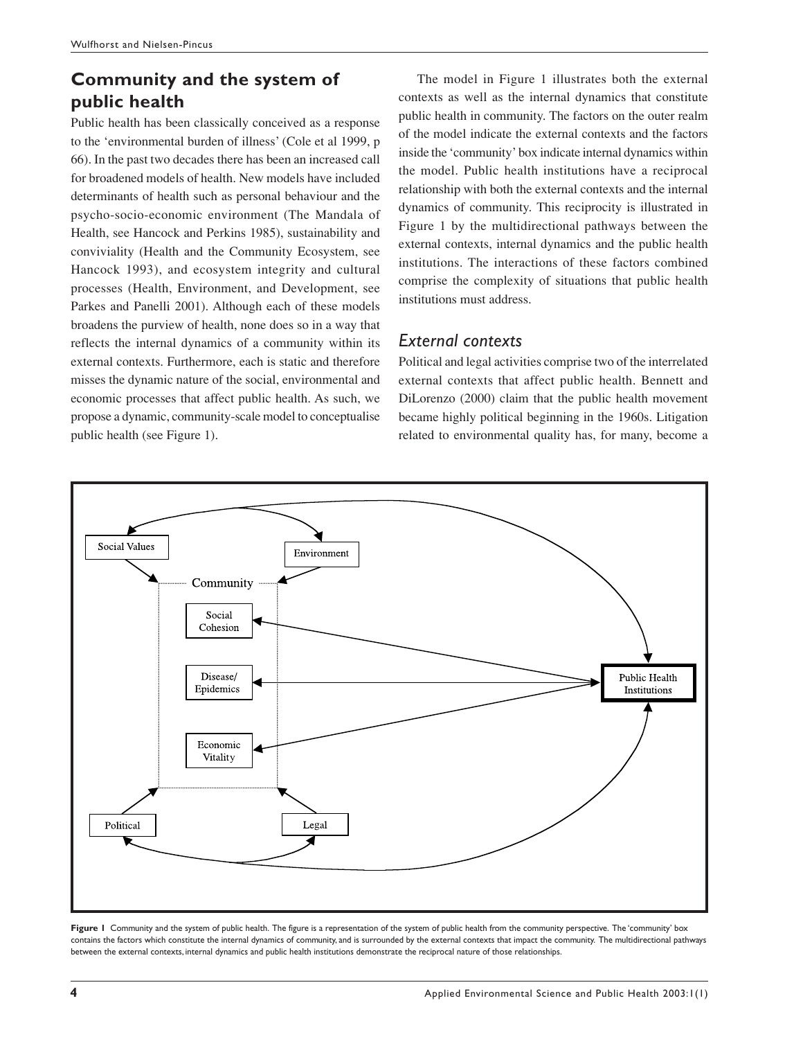## Community and the system of public health

Public health has been classically conceived as a response to the 'environmental burden of illness' (Cole et al 1999, p 66). In the past two decades there has been an increased call for broadened models of health. New models have included determinants of health such as personal behaviour and the psycho-socio-economic environment (The Mandala of Health, see Hancock and Perkins 1985), sustainability and conviviality (Health and the Community Ecosystem, see Hancock 1993), and ecosystem integrity and cultural processes (Health, Environment, and Development, see Parkes and Panelli 2001). Although each of these models broadens the purview of health, none does so in a way that reflects the internal dynamics of a community within its external contexts. Furthermore, each is static and therefore misses the dynamic nature of the social, environmental and economic processes that affect public health. As such, we propose a dynamic, community-scale model to conceptualise public health (see Figure 1).

The model in Figure 1 illustrates both the external contexts as well as the internal dynamics that constitute public health in community. The factors on the outer realm of the model indicate the external contexts and the factors inside the 'community' box indicate internal dynamics within the model. Public health institutions have a reciprocal relationship with both the external contexts and the internal dynamics of community. This reciprocity is illustrated in Figure 1 by the multidirectional pathways between the external contexts, internal dynamics and the public health institutions. The interactions of these factors combined comprise the complexity of situations that public health institutions must address.

### External contexts

Political and legal activities comprise two of the interrelated external contexts that affect public health. Bennett and DiLorenzo (2000) claim that the public health movement became highly political beginning in the 1960s. Litigation related to environmental quality has, for many, become a

Social Values

Environment

Community

Social Cohesion

Disease/ Epidemics

Economic Vitality

Public Health Institutions

Political

Legal

**Figure 1** Community and the system of public health. The figure is a representation of the system of public health from the community perspective. The 'community' box contains the factors which constitute the internal dynamics of community, and is surrounded by the external contexts that impact the community. The multidirectional pathways between the external contexts, internal dynamics and public health institutions demonstrate the reciprocal nature of those relationships.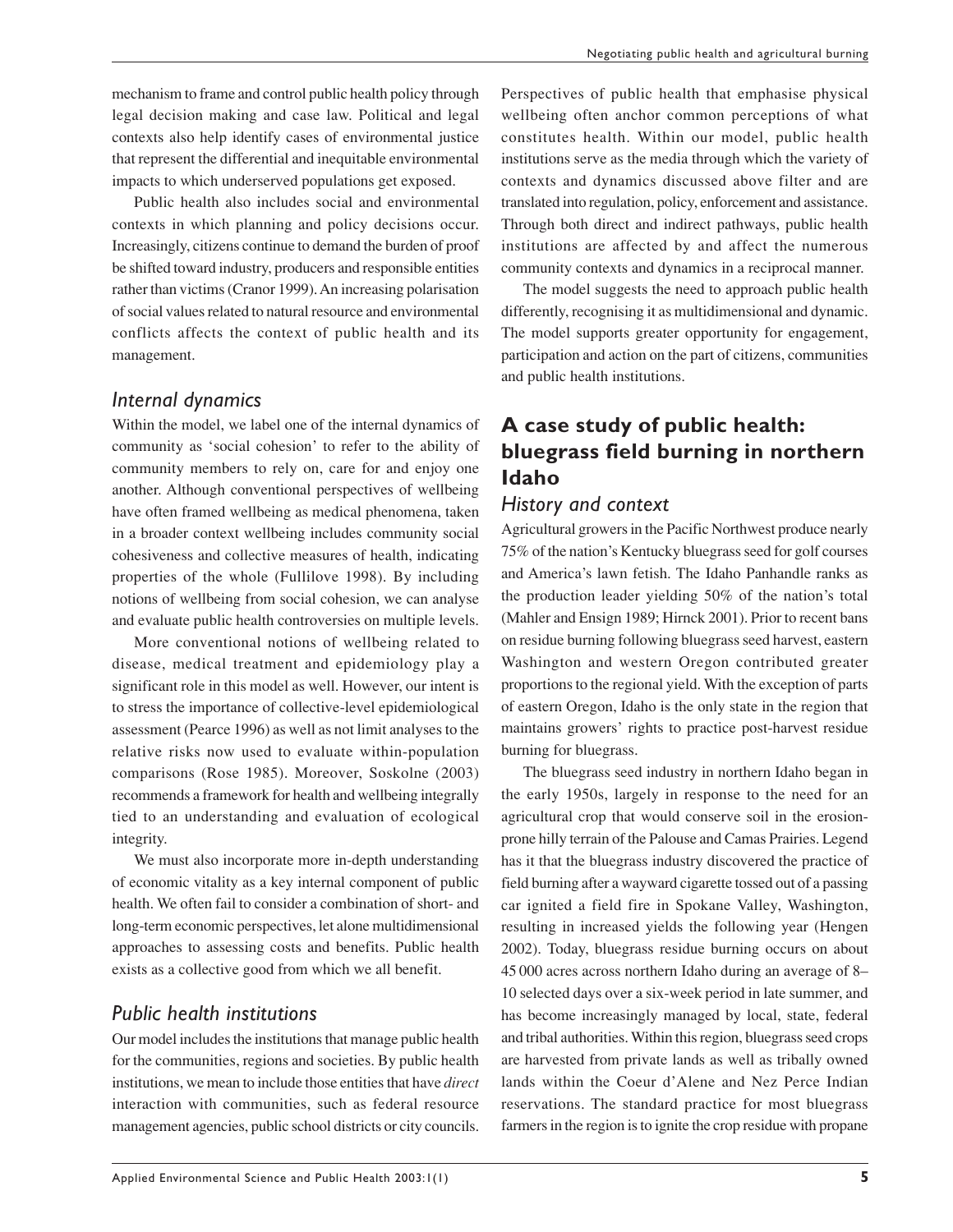mechanism to frame and control public health policy through legal decision making and case law. Political and legal contexts also help identify cases of environmental justice that represent the differential and inequitable environmental impacts to which underserved populations get exposed.

Public health also includes social and environmental contexts in which planning and policy decisions occur. Increasingly, citizens continue to demand the burden of proof be shifted toward industry, producers and responsible entities rather than victims (Cranor 1999). An increasing polarisation of social values related to natural resource and environmental conflicts affects the context of public health and its management.

### *Internal dynamics*

Within the model, we label one of the internal dynamics of community as 'social cohesion' to refer to the ability of community members to rely on, care for and enjoy one another. Although conventional perspectives of wellbeing have often framed wellbeing as medical phenomena, taken in a broader context wellbeing includes community social cohesiveness and collective measures of health, indicating properties of the whole (Fullilove 1998). By including notions of wellbeing from social cohesion, we can analyse and evaluate public health controversies on multiple levels.

More conventional notions of wellbeing related to disease, medical treatment and epidemiology play a significant role in this model as well. However, our intent is to stress the importance of collective-level epidemiological assessment (Pearce 1996) as well as not limit analyses to the relative risks now used to evaluate within-population comparisons (Rose 1985). Moreover, Soskolne (2003) recommends a framework for health and wellbeing integrally tied to an understanding and evaluation of ecological integrity.

We must also incorporate more in-depth understanding of economic vitality as a key internal component of public health. We often fail to consider a combination of short- and long-term economic perspectives, let alone multidimensional approaches to assessing costs and benefits. Public health exists as a collective good from which we all benefit.

### *Public health institutions*

Our model includes the institutions that manage public health for the communities, regions and societies. By public health institutions, we mean to include those entities that have *direct* interaction with communities, such as federal resource management agencies, public school districts or city councils. Perspectives of public health that emphasise physical wellbeing often anchor common perceptions of what constitutes health. Within our model, public health institutions serve as the media through which the variety of contexts and dynamics discussed above filter and are translated into regulation, policy, enforcement and assistance. Through both direct and indirect pathways, public health institutions are affected by and affect the numerous community contexts and dynamics in a reciprocal manner.

The model suggests the need to approach public health differently, recognising it as multidimensional and dynamic. The model supports greater opportunity for engagement, participation and action on the part of citizens, communities and public health institutions.

## A case study of public health: bluegrass field burning in northern Idaho

### *History and context*

Agricultural growers in the Pacific Northwest produce nearly 75% of the nation's Kentucky bluegrass seed for golf courses and America's lawn fetish. The Idaho Panhandle ranks as the production leader yielding 50% of the nation's total (Mahler and Ensign 1989; Hirnck 2001). Prior to recent bans on residue burning following bluegrass seed harvest, eastern Washington and western Oregon contributed greater proportions to the regional yield. With the exception of parts of eastern Oregon, Idaho is the only state in the region that maintains growers' rights to practice post-harvest residue burning for bluegrass.

The bluegrass seed industry in northern Idaho began in the early 1950s, largely in response to the need for an agricultural crop that would conserve soil in the erosion-prone hilly terrain of the Palouse and Camas Prairies. Legend has it that the bluegrass industry discovered the practice of field burning after a wayward cigarette tossed out of a passing car ignited a field fire in Spokane Valley, Washington, resulting in increased yields the following year (Hengen 2002). Today, bluegrass residue burning occurs on about 45 000 acres across northern Idaho during an average of 8–10 selected days over a six-week period in late summer, and has become increasingly managed by local, state, federal and tribal authorities. Within this region, bluegrass seed crops are harvested from private lands as well as tribally owned lands within the Coeur d'Alene and Nez Perce Indian reservations. The standard practice for most bluegrass farmers in the region is to ignite the crop residue with propane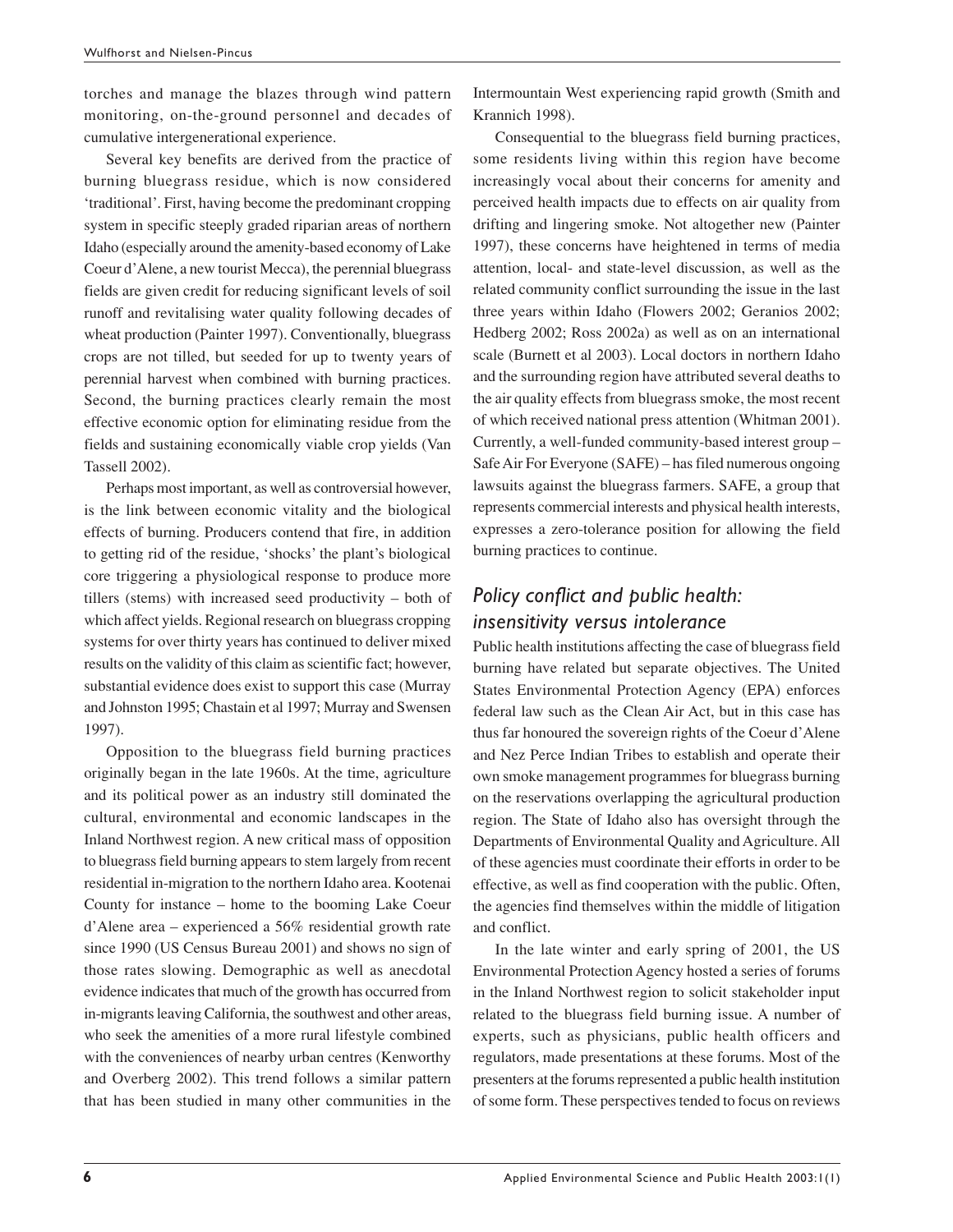torches and manage the blazes through wind pattern monitoring, on-the-ground personnel and decades of cumulative intergenerational experience.

Several key benefits are derived from the practice of burning bluegrass residue, which is now considered 'traditional'. First, having become the predominant cropping system in specific steeply graded riparian areas of northern Idaho (especially around the amenity-based economy of Lake Coeur d'Alene, a new tourist Mecca), the perennial bluegrass fields are given credit for reducing significant levels of soil runoff and revitalising water quality following decades of wheat production (Painter 1997). Conventionally, bluegrass crops are not tilled, but seeded for up to twenty years of perennial harvest when combined with burning practices. Second, the burning practices clearly remain the most effective economic option for eliminating residue from the fields and sustaining economically viable crop yields (Van Tassell 2002).

Perhaps most important, as well as controversial however, is the link between economic vitality and the biological effects of burning. Producers contend that fire, in addition to getting rid of the residue, 'shocks' the plant's biological core triggering a physiological response to produce more tillers (stems) with increased seed productivity – both of which affect yields. Regional research on bluegrass cropping systems for over thirty years has continued to deliver mixed results on the validity of this claim as scientific fact; however, substantial evidence does exist to support this case (Murray and Johnston 1995; Chastain et al 1997; Murray and Swensen 1997).

Opposition to the bluegrass field burning practices originally began in the late 1960s. At the time, agriculture and its political power as an industry still dominated the cultural, environmental and economic landscapes in the Inland Northwest region. A new critical mass of opposition to bluegrass field burning appears to stem largely from recent residential in-migration to the northern Idaho area. Kootenai County for instance – home to the booming Lake Coeur d'Alene area – experienced a 56% residential growth rate since 1990 (US Census Bureau 2001) and shows no sign of those rates slowing. Demographic as well as anecdotal evidence indicates that much of the growth has occurred from in-migrants leaving California, the southwest and other areas, who seek the amenities of a more rural lifestyle combined with the conveniences of nearby urban centres (Kenworthy and Overberg 2002). This trend follows a similar pattern that has been studied in many other communities in the Intermountain West experiencing rapid growth (Smith and Krannich 1998).

Consequential to the bluegrass field burning practices, some residents living within this region have become increasingly vocal about their concerns for amenity and perceived health impacts due to effects on air quality from drifting and lingering smoke. Not altogether new (Painter 1997), these concerns have heightened in terms of media attention, local- and state-level discussion, as well as the related community conflict surrounding the issue in the last three years within Idaho (Flowers 2002; Geranios 2002; Hedberg 2002; Ross 2002a) as well as on an international scale (Burnett et al 2003). Local doctors in northern Idaho and the surrounding region have attributed several deaths to the air quality effects from bluegrass smoke, the most recent of which received national press attention (Whitman 2001). Currently, a well-funded community-based interest group – Safe Air For Everyone (SAFE) – has filed numerous ongoing lawsuits against the bluegrass farmers. SAFE, a group that represents commercial interests and physical health interests, expresses a zero-tolerance position for allowing the field burning practices to continue.

## *Policy conflict and public health: insensitivity versus intolerance*

Public health institutions affecting the case of bluegrass field burning have related but separate objectives. The United States Environmental Protection Agency (EPA) enforces federal law such as the Clean Air Act, but in this case has thus far honoured the sovereign rights of the Coeur d'Alene and Nez Perce Indian Tribes to establish and operate their own smoke management programmes for bluegrass burning on the reservations overlapping the agricultural production region. The State of Idaho also has oversight through the Departments of Environmental Quality and Agriculture. All of these agencies must coordinate their efforts in order to be effective, as well as find cooperation with the public. Often, the agencies find themselves within the middle of litigation and conflict.

In the late winter and early spring of 2001, the US Environmental Protection Agency hosted a series of forums in the Inland Northwest region to solicit stakeholder input related to the bluegrass field burning issue. A number of experts, such as physicians, public health officers and regulators, made presentations at these forums. Most of the presenters at the forums represented a public health institution of some form. These perspectives tended to focus on reviews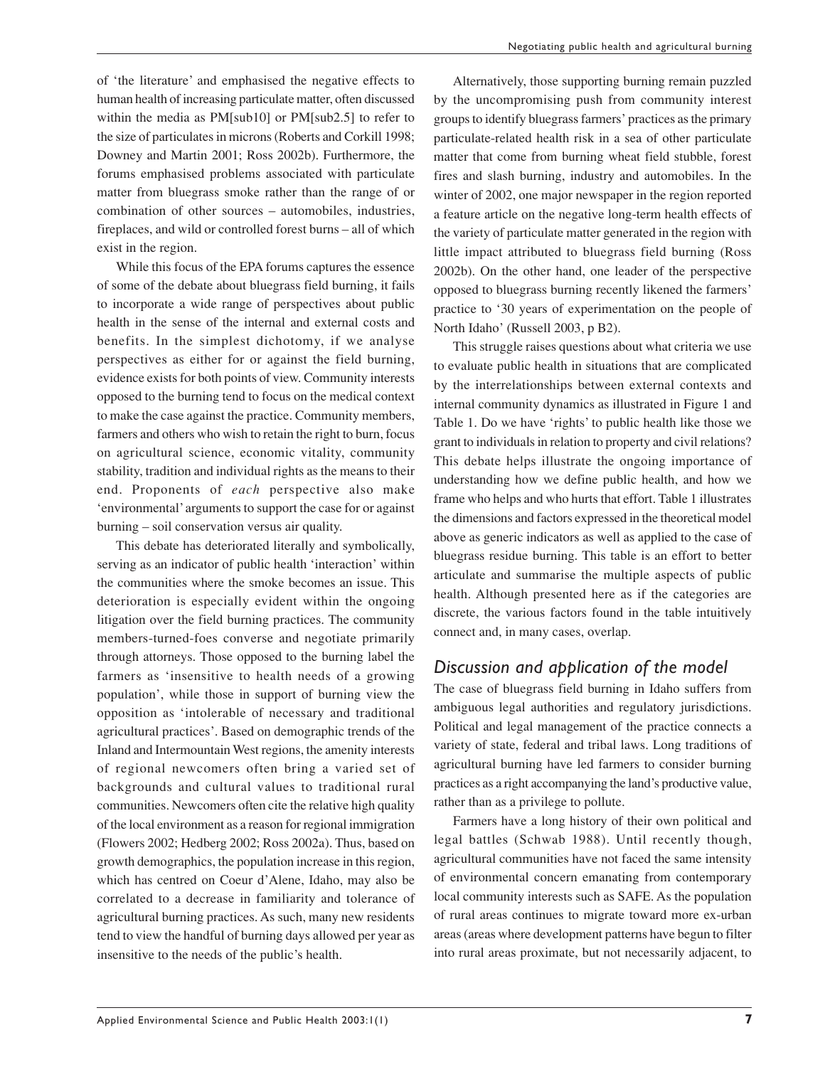of 'the literature' and emphasised the negative effects to human health of increasing particulate matter, often discussed within the media as PM[sub10] or PM[sub2.5] to refer to the size of particulates in microns (Roberts and Corkill 1998; Downey and Martin 2001; Ross 2002b). Furthermore, the forums emphasised problems associated with particulate matter from bluegrass smoke rather than the range of or combination of other sources – automobiles, industries, fireplaces, and wild or controlled forest burns – all of which exist in the region.

While this focus of the EPA forums captures the essence of some of the debate about bluegrass field burning, it fails to incorporate a wide range of perspectives about public health in the sense of the internal and external costs and benefits. In the simplest dichotomy, if we analyse perspectives as either for or against the field burning, evidence exists for both points of view. Community interests opposed to the burning tend to focus on the medical context to make the case against the practice. Community members, farmers and others who wish to retain the right to burn, focus on agricultural science, economic vitality, community stability, tradition and individual rights as the means to their end. Proponents of *each* perspective also make 'environmental' arguments to support the case for or against burning – soil conservation versus air quality.

This debate has deteriorated literally and symbolically, serving as an indicator of public health 'interaction' within the communities where the smoke becomes an issue. This deterioration is especially evident within the ongoing litigation over the field burning practices. The community members-turned-foes converse and negotiate primarily through attorneys. Those opposed to the burning label the farmers as 'insensitive to health needs of a growing population', while those in support of burning view the opposition as 'intolerable of necessary and traditional agricultural practices'. Based on demographic trends of the Inland and Intermountain West regions, the amenity interests of regional newcomers often bring a varied set of backgrounds and cultural values to traditional rural communities. Newcomers often cite the relative high quality of the local environment as a reason for regional immigration (Flowers 2002; Hedberg 2002; Ross 2002a). Thus, based on growth demographics, the population increase in this region, which has centred on Coeur d'Alene, Idaho, may also be correlated to a decrease in familiarity and tolerance of agricultural burning practices. As such, many new residents tend to view the handful of burning days allowed per year as insensitive to the needs of the public's health.

Alternatively, those supporting burning remain puzzled by the uncompromising push from community interest groups to identify bluegrass farmers' practices as the primary particulate-related health risk in a sea of other particulate matter that come from burning wheat field stubble, forest fires and slash burning, industry and automobiles. In the winter of 2002, one major newspaper in the region reported a feature article on the negative long-term health effects of the variety of particulate matter generated in the region with little impact attributed to bluegrass field burning (Ross 2002b). On the other hand, one leader of the perspective opposed to bluegrass burning recently likened the farmers' practice to '30 years of experimentation on the people of North Idaho' (Russell 2003, p B2).

This struggle raises questions about what criteria we use to evaluate public health in situations that are complicated by the interrelationships between external contexts and internal community dynamics as illustrated in Figure 1 and Table 1. Do we have 'rights' to public health like those we grant to individuals in relation to property and civil relations? This debate helps illustrate the ongoing importance of understanding how we define public health, and how we frame who helps and who hurts that effort. Table 1 illustrates the dimensions and factors expressed in the theoretical model above as generic indicators as well as applied to the case of bluegrass residue burning. This table is an effort to better articulate and summarise the multiple aspects of public health. Although presented here as if the categories are discrete, the various factors found in the table intuitively connect and, in many cases, overlap.

## Discussion and application of the model

The case of bluegrass field burning in Idaho suffers from ambiguous legal authorities and regulatory jurisdictions. Political and legal management of the practice connects a variety of state, federal and tribal laws. Long traditions of agricultural burning have led farmers to consider burning practices as a right accompanying the land's productive value, rather than as a privilege to pollute.

Farmers have a long history of their own political and legal battles (Schwab 1988). Until recently though, agricultural communities have not faced the same intensity of environmental concern emanating from contemporary local community interests such as SAFE. As the population of rural areas continues to migrate toward more ex-urban areas (areas where development patterns have begun to filter into rural areas proximate, but not necessarily adjacent, to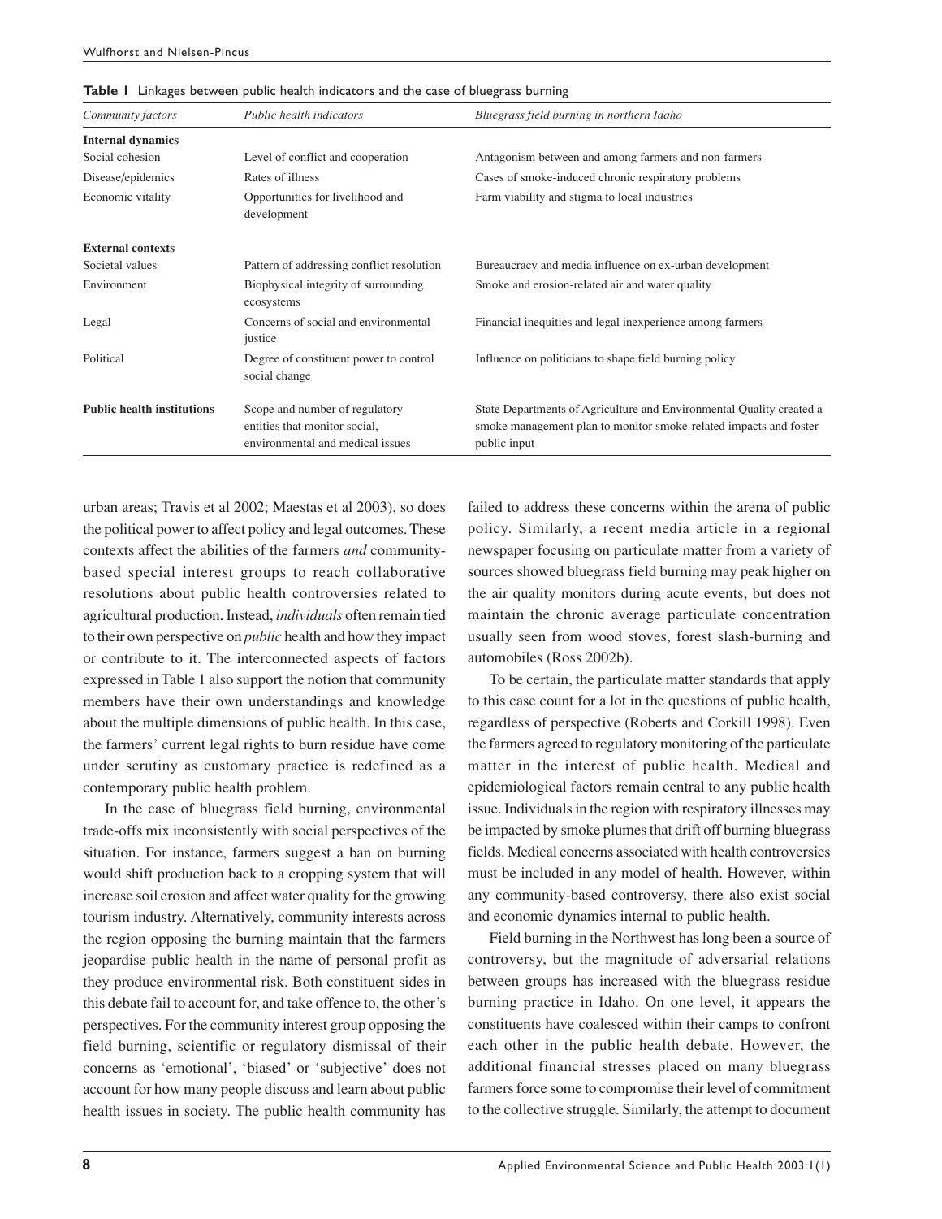**Table 1** Linkages between public health indicators and the case of bluegrass burning

| *Community factors* | *Public health indicators* | *Bluegrass field burning in northern Idaho* |
|---|---|---|
| **Internal dynamics** | | |
| Social cohesion | Level of conflict and cooperation | Antagonism between and among farmers and non-farmers |
| Disease/epidemics | Rates of illness | Cases of smoke-induced chronic respiratory problems |
| Economic vitality | Opportunities for livelihood and development | Farm viability and stigma to local industries |
| **External contexts** | | |
| Societal values | Pattern of addressing conflict resolution | Bureaucracy and media influence on ex-urban development |
| Environment | Biophysical integrity of surrounding ecosystems | Smoke and erosion-related air and water quality |
| Legal | Concerns of social and environmental justice | Financial inequities and legal inexperience among farmers |
| Political | Degree of constituent power to control social change | Influence on politicians to shape field burning policy |
| **Public health institutions** | Scope and number of regulatory entities that monitor social, environmental and medical issues | State Departments of Agriculture and Environmental Quality created a smoke management plan to monitor smoke-related impacts and foster public input |

urban areas; Travis et al 2002; Maestas et al 2003), so does the political power to affect policy and legal outcomes. These contexts affect the abilities of the farmers *and* community-based special interest groups to reach collaborative resolutions about public health controversies related to agricultural production. Instead, *individuals* often remain tied to their own perspective on *public* health and how they impact or contribute to it. The interconnected aspects of factors expressed in Table 1 also support the notion that community members have their own understandings and knowledge about the multiple dimensions of public health. In this case, the farmers' current legal rights to burn residue have come under scrutiny as customary practice is redefined as a contemporary public health problem.

In the case of bluegrass field burning, environmental trade-offs mix inconsistently with social perspectives of the situation. For instance, farmers suggest a ban on burning would shift production back to a cropping system that will increase soil erosion and affect water quality for the growing tourism industry. Alternatively, community interests across the region opposing the burning maintain that the farmers jeopardise public health in the name of personal profit as they produce environmental risk. Both constituent sides in this debate fail to account for, and take offence to, the other's perspectives. For the community interest group opposing the field burning, scientific or regulatory dismissal of their concerns as 'emotional', 'biased' or 'subjective' does not account for how many people discuss and learn about public health issues in society. The public health community has failed to address these concerns within the arena of public policy. Similarly, a recent media article in a regional newspaper focusing on particulate matter from a variety of sources showed bluegrass field burning may peak higher on the air quality monitors during acute events, but does not maintain the chronic average particulate concentration usually seen from wood stoves, forest slash-burning and automobiles (Ross 2002b).

To be certain, the particulate matter standards that apply to this case count for a lot in the questions of public health, regardless of perspective (Roberts and Corkill 1998). Even the farmers agreed to regulatory monitoring of the particulate matter in the interest of public health. Medical and epidemiological factors remain central to any public health issue. Individuals in the region with respiratory illnesses may be impacted by smoke plumes that drift off burning bluegrass fields. Medical concerns associated with health controversies must be included in any model of health. However, within any community-based controversy, there also exist social and economic dynamics internal to public health.

Field burning in the Northwest has long been a source of controversy, but the magnitude of adversarial relations between groups has increased with the bluegrass residue burning practice in Idaho. On one level, it appears the constituents have coalesced within their camps to confront each other in the public health debate. However, the additional financial stresses placed on many bluegrass farmers force some to compromise their level of commitment to the collective struggle. Similarly, the attempt to document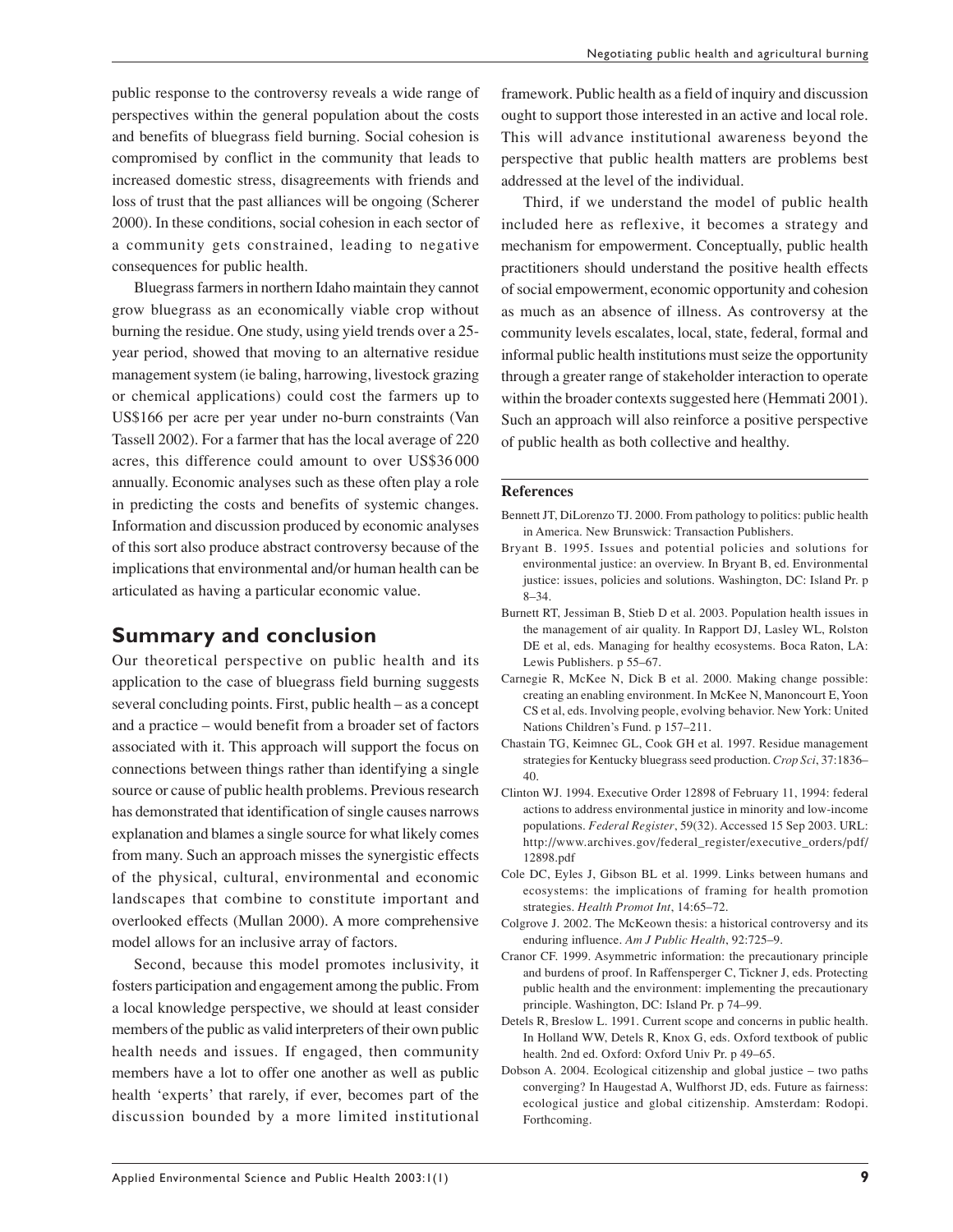public response to the controversy reveals a wide range of perspectives within the general population about the costs and benefits of bluegrass field burning. Social cohesion is compromised by conflict in the community that leads to increased domestic stress, disagreements with friends and loss of trust that the past alliances will be ongoing (Scherer 2000). In these conditions, social cohesion in each sector of a community gets constrained, leading to negative consequences for public health.

Bluegrass farmers in northern Idaho maintain they cannot grow bluegrass as an economically viable crop without burning the residue. One study, using yield trends over a 25-year period, showed that moving to an alternative residue management system (ie baling, harrowing, livestock grazing or chemical applications) could cost the farmers up to US$166 per acre per year under no-burn constraints (Van Tassell 2002). For a farmer that has the local average of 220 acres, this difference could amount to over US$36 000 annually. Economic analyses such as these often play a role in predicting the costs and benefits of systemic changes. Information and discussion produced by economic analyses of this sort also produce abstract controversy because of the implications that environmental and/or human health can be articulated as having a particular economic value.

## Summary and conclusion

Our theoretical perspective on public health and its application to the case of bluegrass field burning suggests several concluding points. First, public health – as a concept and a practice – would benefit from a broader set of factors associated with it. This approach will support the focus on connections between things rather than identifying a single source or cause of public health problems. Previous research has demonstrated that identification of single causes narrows explanation and blames a single source for what likely comes from many. Such an approach misses the synergistic effects of the physical, cultural, environmental and economic landscapes that combine to constitute important and overlooked effects (Mullan 2000). A more comprehensive model allows for an inclusive array of factors.

Second, because this model promotes inclusivity, it fosters participation and engagement among the public. From a local knowledge perspective, we should at least consider members of the public as valid interpreters of their own public health needs and issues. If engaged, then community members have a lot to offer one another as well as public health 'experts' that rarely, if ever, becomes part of the discussion bounded by a more limited institutional framework. Public health as a field of inquiry and discussion ought to support those interested in an active and local role. This will advance institutional awareness beyond the perspective that public health matters are problems best addressed at the level of the individual.

Third, if we understand the model of public health included here as reflexive, it becomes a strategy and mechanism for empowerment. Conceptually, public health practitioners should understand the positive health effects of social empowerment, economic opportunity and cohesion as much as an absence of illness. As controversy at the community levels escalates, local, state, federal, formal and informal public health institutions must seize the opportunity through a greater range of stakeholder interaction to operate within the broader contexts suggested here (Hemmati 2001). Such an approach will also reinforce a positive perspective of public health as both collective and healthy.

### References

Bennett JT, DiLorenzo TJ. 2000. From pathology to politics: public health in America. New Brunswick: Transaction Publishers.

Bryant B. 1995. Issues and potential policies and solutions for environmental justice: an overview. In Bryant B, ed. Environmental justice: issues, policies and solutions. Washington, DC: Island Pr. p 8–34.

Burnett RT, Jessiman B, Stieb D et al. 2003. Population health issues in the management of air quality. In Rapport DJ, Lasley WL, Rolston DE et al, eds. Managing for healthy ecosystems. Boca Raton, LA: Lewis Publishers. p 55–67.

Carnegie R, McKee N, Dick B et al. 2000. Making change possible: creating an enabling environment. In McKee N, Manoncourt E, Yoon CS et al, eds. Involving people, evolving behavior. New York: United Nations Children's Fund. p 157–211.

Chastain TG, Keimnec GL, Cook GH et al. 1997. Residue management strategies for Kentucky bluegrass seed production. *Crop Sci*, 37:1836–40.

Clinton WJ. 1994. Executive Order 12898 of February 11, 1994: federal actions to address environmental justice in minority and low-income populations. *Federal Register*, 59(32). Accessed 15 Sep 2003. URL: http://www.archives.gov/federal_register/executive_orders/pdf/12898.pdf

Cole DC, Eyles J, Gibson BL et al. 1999. Links between humans and ecosystems: the implications of framing for health promotion strategies. *Health Promot Int*, 14:65–72.

Colgrove J. 2002. The McKeown thesis: a historical controversy and its enduring influence. *Am J Public Health*, 92:725–9.

Cranor CF. 1999. Asymmetric information: the precautionary principle and burdens of proof. In Raffensperger C, Tickner J, eds. Protecting public health and the environment: implementing the precautionary principle. Washington, DC: Island Pr. p 74–99.

Detels R, Breslow L. 1991. Current scope and concerns in public health. In Holland WW, Detels R, Knox G, eds. Oxford textbook of public health. 2nd ed. Oxford: Oxford Univ Pr. p 49–65.

Dobson A. 2004. Ecological citizenship and global justice – two paths converging? In Haugestad A, Wulfhorst JD, eds. Future as fairness: ecological justice and global citizenship. Amsterdam: Rodopi. Forthcoming.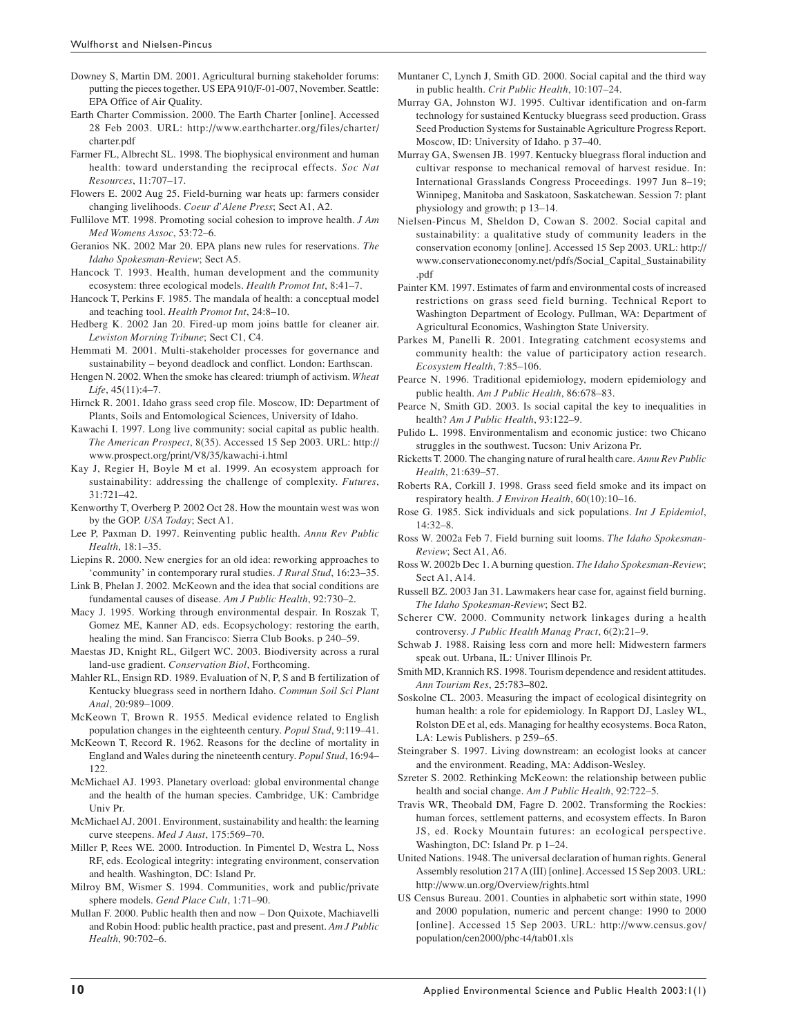Downey S, Martin DM. 2001. Agricultural burning stakeholder forums: putting the pieces together. US EPA 910/F-01-007, November. Seattle: EPA Office of Air Quality.

Earth Charter Commission. 2000. The Earth Charter [online]. Accessed 28 Feb 2003. URL: http://www.earthcharter.org/files/charter/charter.pdf

Farmer FL, Albrecht SL. 1998. The biophysical environment and human health: toward understanding the reciprocal effects. *Soc Nat Resources*, 11:707–17.

Flowers E. 2002 Aug 25. Field-burning war heats up: farmers consider changing livelihoods. *Coeur d'Alene Press*; Sect A1, A2.

Fullilove MT. 1998. Promoting social cohesion to improve health. *J Am Med Womens Assoc*, 53:72–6.

Geranios NK. 2002 Mar 20. EPA plans new rules for reservations. *The Idaho Spokesman-Review*; Sect A5.

Hancock T. 1993. Health, human development and the community ecosystem: three ecological models. *Health Promot Int*, 8:41–7.

Hancock T, Perkins F. 1985. The mandala of health: a conceptual model and teaching tool. *Health Promot Int*, 24:8–10.

Hedberg K. 2002 Jan 20. Fired-up mom joins battle for cleaner air. *Lewiston Morning Tribune*; Sect C1, C4.

Hemmati M. 2001. Multi-stakeholder processes for governance and sustainability – beyond deadlock and conflict. London: Earthscan.

Hengen N. 2002. When the smoke has cleared: triumph of activism. *Wheat Life*, 45(11):4–7.

Hirnck R. 2001. Idaho grass seed crop file. Moscow, ID: Department of Plants, Soils and Entomological Sciences, University of Idaho.

Kawachi I. 1997. Long live community: social capital as public health. *The American Prospect*, 8(35). Accessed 15 Sep 2003. URL: http://www.prospect.org/print/V8/35/kawachi-i.html

Kay J, Regier H, Boyle M et al. 1999. An ecosystem approach for sustainability: addressing the challenge of complexity. *Futures*, 31:721–42.

Kenworthy T, Overberg P. 2002 Oct 28. How the mountain west was won by the GOP. *USA Today*; Sect A1.

Lee P, Paxman D. 1997. Reinventing public health. *Annu Rev Public Health*, 18:1–35.

Liepins R. 2000. New energies for an old idea: reworking approaches to 'community' in contemporary rural studies. *J Rural Stud*, 16:23–35.

Link B, Phelan J. 2002. McKeown and the idea that social conditions are fundamental causes of disease. *Am J Public Health*, 92:730–2.

Macy J. 1995. Working through environmental despair. In Roszak T, Gomez ME, Kanner AD, eds. Ecopsychology: restoring the earth, healing the mind. San Francisco: Sierra Club Books. p 240–59.

Maestas JD, Knight RL, Gilgert WC. 2003. Biodiversity across a rural land-use gradient. *Conservation Biol*, Forthcoming.

Mahler RL, Ensign RD. 1989. Evaluation of N, P, S and B fertilization of Kentucky bluegrass seed in northern Idaho. *Commun Soil Sci Plant Anal*, 20:989–1009.

McKeown T, Brown R. 1955. Medical evidence related to English population changes in the eighteenth century. *Popul Stud*, 9:119–41.

McKeown T, Record R. 1962. Reasons for the decline of mortality in England and Wales during the nineteenth century. *Popul Stud*, 16:94–122.

McMichael AJ. 1993. Planetary overload: global environmental change and the health of the human species. Cambridge, UK: Cambridge Univ Pr.

McMichael AJ. 2001. Environment, sustainability and health: the learning curve steepens. *Med J Aust*, 175:569–70.

Miller P, Rees WE. 2000. Introduction. In Pimentel D, Westra L, Noss RF, eds. Ecological integrity: integrating environment, conservation and health. Washington, DC: Island Pr.

Milroy BM, Wismer S. 1994. Communities, work and public/private sphere models. *Gend Place Cult*, 1:71–90.

Mullan F. 2000. Public health then and now – Don Quixote, Machiavelli and Robin Hood: public health practice, past and present. *Am J Public Health*, 90:702–6.

Muntaner C, Lynch J, Smith GD. 2000. Social capital and the third way in public health. *Crit Public Health*, 10:107–24.

Murray GA, Johnston WJ. 1995. Cultivar identification and on-farm technology for sustained Kentucky bluegrass seed production. Grass Seed Production Systems for Sustainable Agriculture Progress Report. Moscow, ID: University of Idaho. p 37–40.

Murray GA, Swensen JB. 1997. Kentucky bluegrass floral induction and cultivar response to mechanical removal of harvest residue. In: International Grasslands Congress Proceedings. 1997 Jun 8–19; Winnipeg, Manitoba and Saskatoon, Saskatchewan. Session 7: plant physiology and growth; p 13–14.

Nielsen-Pincus M, Sheldon D, Cowan S. 2002. Social capital and sustainability: a qualitative study of community leaders in the conservation economy [online]. Accessed 15 Sep 2003. URL: http://www.conservationeconomy.net/pdfs/Social_Capital_Sustainability.pdf

Painter KM. 1997. Estimates of farm and environmental costs of increased restrictions on grass seed field burning. Technical Report to Washington Department of Ecology. Pullman, WA: Department of Agricultural Economics, Washington State University.

Parkes M, Panelli R. 2001. Integrating catchment ecosystems and community health: the value of participatory action research. *Ecosystem Health*, 7:85–106.

Pearce N. 1996. Traditional epidemiology, modern epidemiology and public health. *Am J Public Health*, 86:678–83.

Pearce N, Smith GD. 2003. Is social capital the key to inequalities in health? *Am J Public Health*, 93:122–9.

Pulido L. 1998. Environmentalism and economic justice: two Chicano struggles in the southwest. Tucson: Univ Arizona Pr.

Ricketts T. 2000. The changing nature of rural health care. *Annu Rev Public Health*, 21:639–57.

Roberts RA, Corkill J. 1998. Grass seed field smoke and its impact on respiratory health. *J Environ Health*, 60(10):10–16.

Rose G. 1985. Sick individuals and sick populations. *Int J Epidemiol*, 14:32–8.

Ross W. 2002a Feb 7. Field burning suit looms. *The Idaho Spokesman-Review*; Sect A1, A6.

Ross W. 2002b Dec 1. A burning question. *The Idaho Spokesman-Review*; Sect A1, A14.

Russell BZ. 2003 Jan 31. Lawmakers hear case for, against field burning. *The Idaho Spokesman-Review*; Sect B2.

Scherer CW. 2000. Community network linkages during a health controversy. *J Public Health Manag Pract*, 6(2):21–9.

Schwab J. 1988. Raising less corn and more hell: Midwestern farmers speak out. Urbana, IL: Univer Illinois Pr.

Smith MD, Krannich RS. 1998. Tourism dependence and resident attitudes. *Ann Tourism Res*, 25:783–802.

Soskolne CL. 2003. Measuring the impact of ecological disintegrity on human health: a role for epidemiology. In Rapport DJ, Lasley WL, Rolston DE et al, eds. Managing for healthy ecosystems. Boca Raton, LA: Lewis Publishers. p 259–65.

Steingraber S. 1997. Living downstream: an ecologist looks at cancer and the environment. Reading, MA: Addison-Wesley.

Szreter S. 2002. Rethinking McKeown: the relationship between public health and social change. *Am J Public Health*, 92:722–5.

Travis WR, Theobald DM, Fagre D. 2002. Transforming the Rockies: human forces, settlement patterns, and ecosystem effects. In Baron JS, ed. Rocky Mountain futures: an ecological perspective. Washington, DC: Island Pr. p 1–24.

United Nations. 1948. The universal declaration of human rights. General Assembly resolution 217 A (III) [online]. Accessed 15 Sep 2003. URL: http://www.un.org/Overview/rights.html

US Census Bureau. 2001. Counties in alphabetic sort within state, 1990 and 2000 population, numeric and percent change: 1990 to 2000 [online]. Accessed 15 Sep 2003. URL: http://www.census.gov/population/cen2000/phc-t4/tab01.xls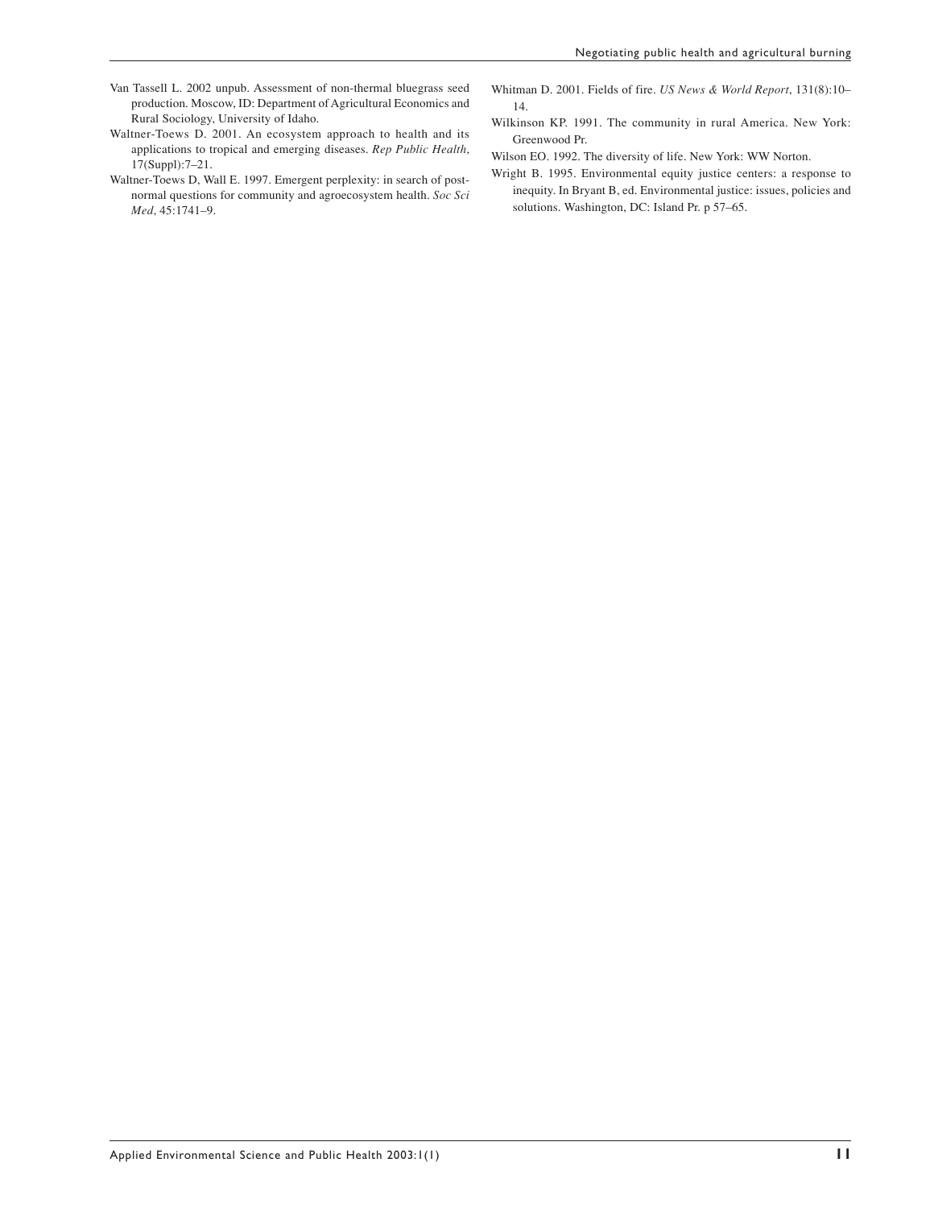Van Tassell L. 2002 unpub. Assessment of non-thermal bluegrass seed production. Moscow, ID: Department of Agricultural Economics and Rural Sociology, University of Idaho.

Waltner-Toews D. 2001. An ecosystem approach to health and its applications to tropical and emerging diseases. *Rep Public Health*, 17(Suppl):7–21.

Waltner-Toews D, Wall E. 1997. Emergent perplexity: in search of post-normal questions for community and agroecosystem health. *Soc Sci Med*, 45:1741–9.

Whitman D. 2001. Fields of fire. *US News & World Report*, 131(8):10–14.

Wilkinson KP. 1991. The community in rural America. New York: Greenwood Pr.

Wilson EO. 1992. The diversity of life. New York: WW Norton.

Wright B. 1995. Environmental equity justice centers: a response to inequity. In Bryant B, ed. Environmental justice: issues, policies and solutions. Washington, DC: Island Pr. p 57–65.